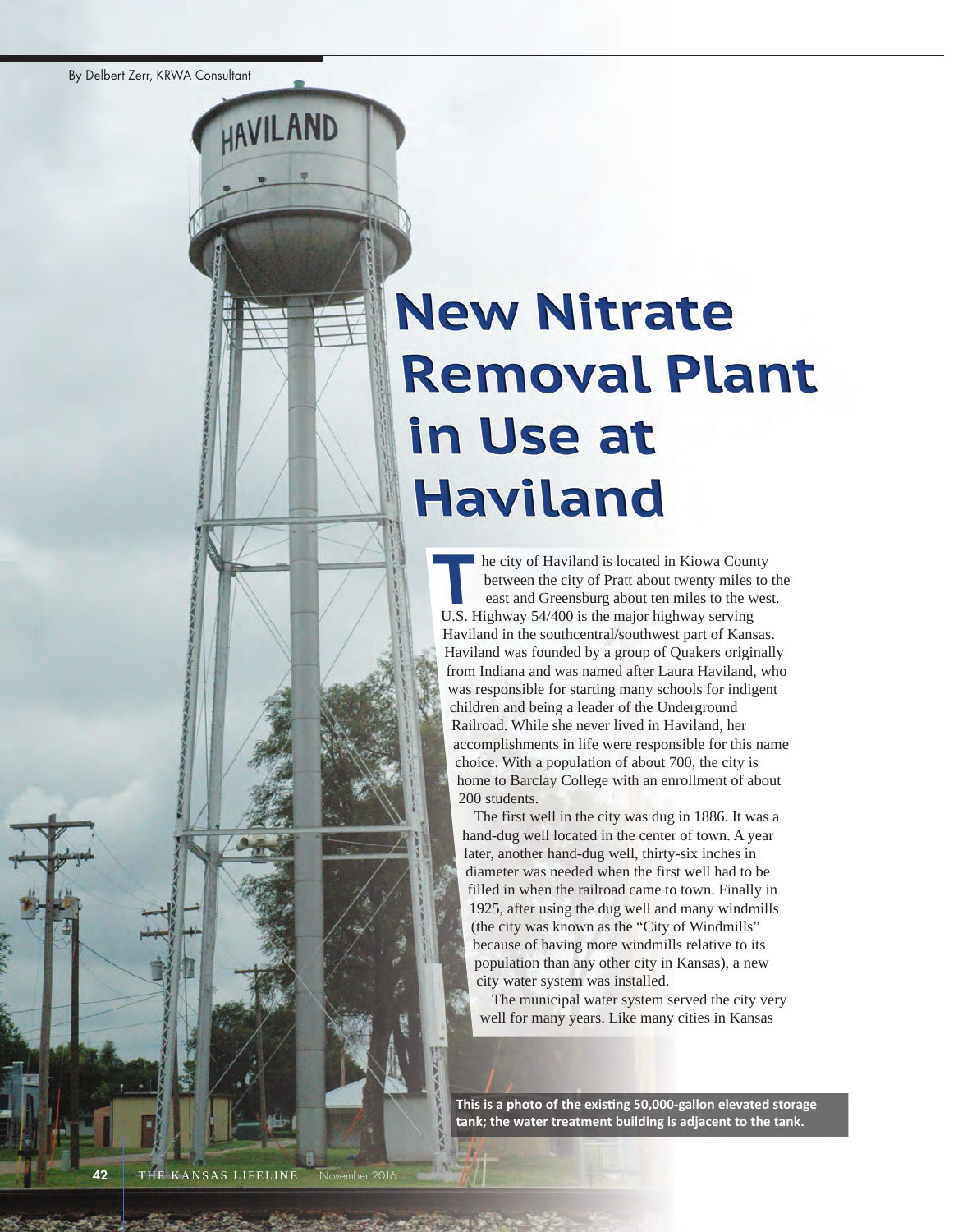By Delbert Zerr, KRWA Consultant

# New Nitrate Removal Plant in Use at Haviland

The city of Haviland is located in Kiowa County between the city of Pratt about twenty miles to the east and Greensburg about ten miles to the west. U.S. Highway 54/400 is the major highway serving Haviland in the southcentral/southwest part of Kansas. Haviland was founded by a group of Quakers originally from Indiana and was named after Laura Haviland, who was responsible for starting many schools for indigent children and being a leader of the Underground Railroad. While she never lived in Haviland, her accomplishments in life were responsible for this name choice. With a population of about 700, the city is home to Barclay College with an enrollment of about 200 students.

The first well in the city was dug in 1886. It was a hand-dug well located in the center of town. A year later, another hand-dug well, thirty-six inches in diameter was needed when the first well had to be filled in when the railroad came to town. Finally in 1925, after using the dug well and many windmills (the city was known as the "City of Windmills" because of having more windmills relative to its population than any other city in Kansas), a new city water system was installed.

The municipal water system served the city very well for many years. Like many cities in Kansas

**This is a photo of the existing 50,000-gallon elevated storage tank; the water treatment building is adjacent to the tank.**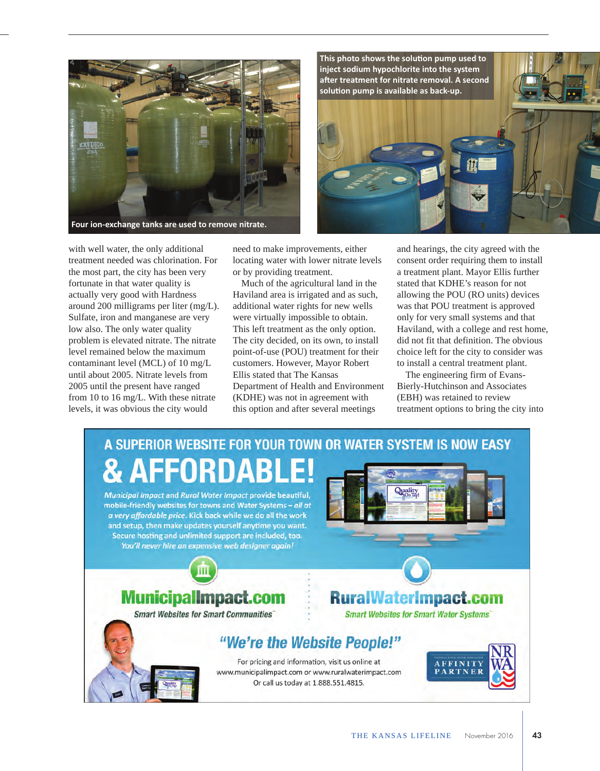This photo shows the solution pump used to inject sodium hypochlorite into the system after treatment for nitrate removal. A second solution pump is available as back-up.

Four ion-exchange tanks are used to remove nitrate.

with well water, the only additional treatment needed was chlorination. For the most part, the city has been very fortunate in that water quality is actually very good with Hardness around 200 milligrams per liter (mg/L). Sulfate, iron and manganese are very low also. The only water quality problem is elevated nitrate. The nitrate level remained below the maximum contaminant level (MCL) of 10 mg/L until about 2005. Nitrate levels from 2005 until the present have ranged from 10 to 16 mg/L. With these nitrate levels, it was obvious the city would need to make improvements, either locating water with lower nitrate levels or by providing treatment.

Much of the agricultural land in the Haviland area is irrigated and as such, additional water rights for new wells were virtually impossible to obtain. This left treatment as the only option. The city decided, on its own, to install point-of-use (POU) treatment for their customers. However, Mayor Robert Ellis stated that The Kansas Department of Health and Environment (KDHE) was not in agreement with this option and after several meetings and hearings, the city agreed with the consent order requiring them to install a treatment plant. Mayor Ellis further stated that KDHE's reason for not allowing the POU (RO units) devices was that POU treatment is approved only for very small systems and that Haviland, with a college and rest home, did not fit that definition. The obvious choice left for the city to consider was to install a central treatment plant.

The engineering firm of Evans-Bierly-Hutchinson and Associates (EBH) was retained to review treatment options to bring the city into

---

# A SUPERIOR WEBSITE FOR YOUR TOWN OR WATER SYSTEM IS NOW EASY & AFFORDABLE!

*Municipal Impact* and *Rural Water Impact* provide beautiful, mobile-friendly websites for towns and Water Systems – *all at a very affordable price*. Kick back while we do all the work and setup, then make updates yourself anytime you want. Secure hosting and unlimited support are included, too. *You'll never hire an expensive web designer again!*

**MunicipalImpact.com** — *Smart Websites for Smart Communities*

**RuralWaterImpact.com** — *Smart Websites for Smart Water Systems*

**"We're the Website People!"**

For pricing and information, visit us online at www.municipalimpact.com or www.ruralwaterimpact.com
Or call us today at 1.888.551.4815.

NRWA AFFINITY PARTNER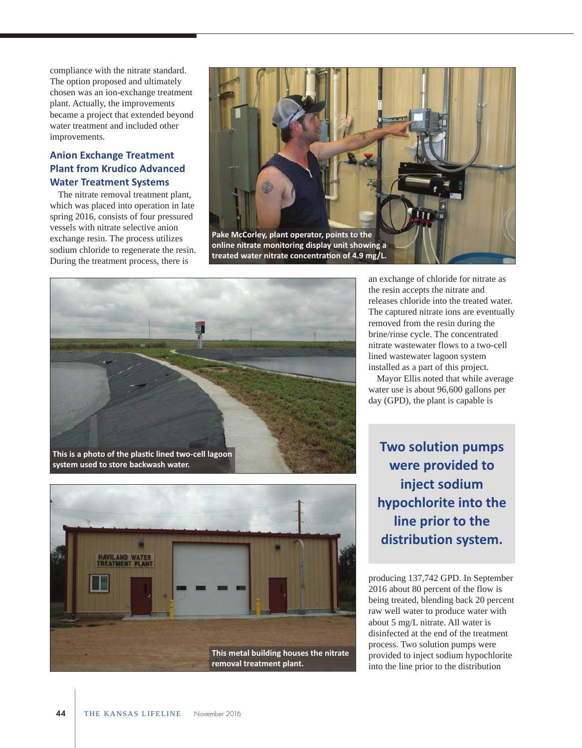compliance with the nitrate standard. The option proposed and ultimately chosen was an ion-exchange treatment plant. Actually, the improvements became a project that extended beyond water treatment and included other improvements.

## Anion Exchange Treatment Plant from Krudico Advanced Water Treatment Systems

The nitrate removal treatment plant, which was placed into operation in late spring 2016, consists of four pressured vessels with nitrate selective anion exchange resin. The process utilizes sodium chloride to regenerate the resin. During the treatment process, there is an exchange of chloride for nitrate as the resin accepts the nitrate and releases chloride into the treated water. The captured nitrate ions are eventually removed from the resin during the brine/rinse cycle. The concentrated nitrate wastewater flows to a two-cell lined wastewater lagoon system installed as a part of this project.

**Pake McCorley, plant operator, points to the online nitrate monitoring display unit showing a treated water nitrate concentration of 4.9 mg/L.**

**This is a photo of the plastic lined two-cell lagoon system used to store backwash water.**

**This metal building houses the nitrate removal treatment plant.**

Mayor Ellis noted that while average water use is about 96,600 gallons per day (GPD), the plant is capable is producing 137,742 GPD. In September 2016 about 80 percent of the flow is being treated, blending back 20 percent raw well water to produce water with about 5 mg/L nitrate. All water is disinfected at the end of the treatment process. Two solution pumps were provided to inject sodium hypochlorite into the line prior to the distribution

> **Two solution pumps were provided to inject sodium hypochlorite into the line prior to the distribution system.**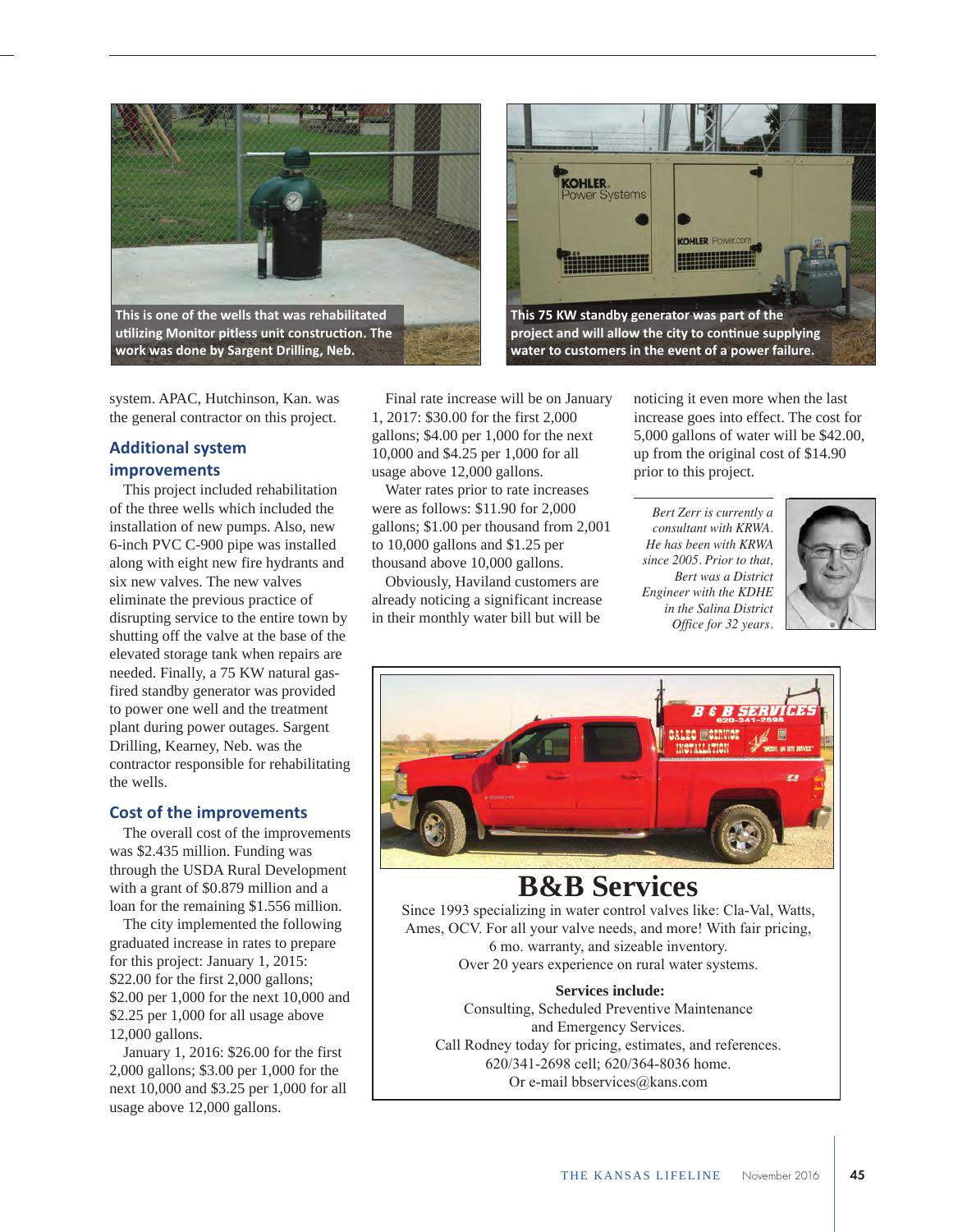This is one of the wells that was rehabilitated utilizing Monitor pitless unit construction. The work was done by Sargent Drilling, Neb.

This 75 KW standby generator was part of the project and will allow the city to continue supplying water to customers in the event of a power failure.

system. APAC, Hutchinson, Kan. was the general contractor on this project.

## Additional system improvements

This project included rehabilitation of the three wells which included the installation of new pumps. Also, new 6-inch PVC C-900 pipe was installed along with eight new fire hydrants and six new valves. The new valves eliminate the previous practice of disrupting service to the entire town by shutting off the valve at the base of the elevated storage tank when repairs are needed. Finally, a 75 KW natural gas-fired standby generator was provided to power one well and the treatment plant during power outages. Sargent Drilling, Kearney, Neb. was the contractor responsible for rehabilitating the wells.

## Cost of the improvements

The overall cost of the improvements was $2.435 million. Funding was through the USDA Rural Development with a grant of $0.879 million and a loan for the remaining $1.556 million.

The city implemented the following graduated increase in rates to prepare for this project: January 1, 2015: $22.00 for the first 2,000 gallons; $2.00 per 1,000 for the next 10,000 and $2.25 per 1,000 for all usage above 12,000 gallons.

January 1, 2016: $26.00 for the first 2,000 gallons; $3.00 per 1,000 for the next 10,000 and $3.25 per 1,000 for all usage above 12,000 gallons.

Final rate increase will be on January 1, 2017: $30.00 for the first 2,000 gallons; $4.00 per 1,000 for the next 10,000 and $4.25 per 1,000 for all usage above 12,000 gallons.

Water rates prior to rate increases were as follows: $11.90 for 2,000 gallons; $1.00 per thousand from 2,001 to 10,000 gallons and $1.25 per thousand above 10,000 gallons.

Obviously, Haviland customers are already noticing a significant increase in their monthly water bill but will be noticing it even more when the last increase goes into effect. The cost for 5,000 gallons of water will be $42.00, up from the original cost of $14.90 prior to this project.

*Bert Zerr is currently a consultant with KRWA. He has been with KRWA since 2005. Prior to that, Bert was a District Engineer with the KDHE in the Salina District Office for 32 years.*

# B&B Services

Since 1993 specializing in water control valves like: Cla-Val, Watts, Ames, OCV. For all your valve needs, and more! With fair pricing, 6 mo. warranty, and sizeable inventory.
Over 20 years experience on rural water systems.

**Services include:**
Consulting, Scheduled Preventive Maintenance and Emergency Services.
Call Rodney today for pricing, estimates, and references.
620/341-2698 cell; 620/364-8036 home.
Or e-mail bbservices@kans.com